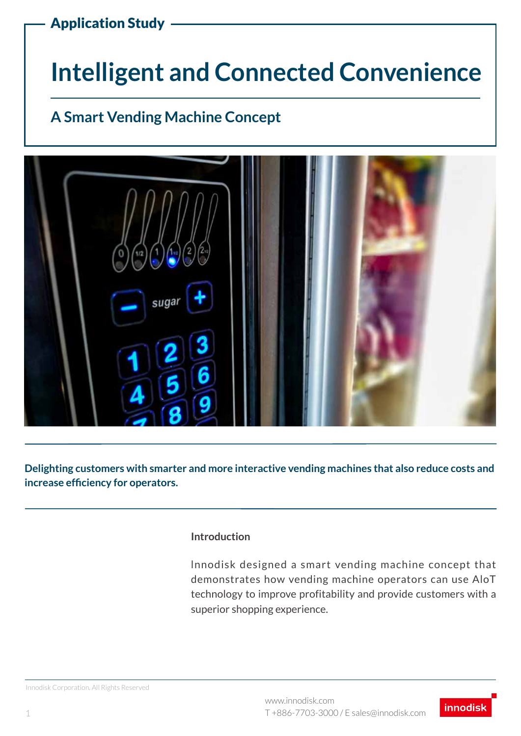Application Study

# Intelligent and Connected Convenience

## A Smart Vending Machine Concept

**Delighting customers with smarter and more interactive vending machines that also reduce costs and increase efficiency for operators.**

### Introduction

Innodisk designed a smart vending machine concept that demonstrates how vending machine operators can use AIoT technology to improve profitability and provide customers with a superior shopping experience.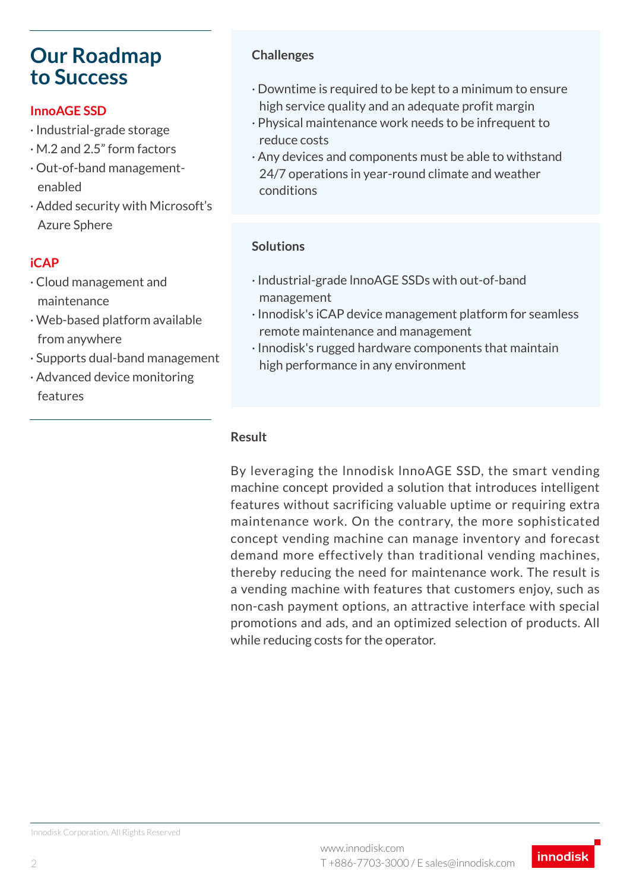## Our Roadmap to Success

### InnoAGE SSD

- Industrial-grade storage
- M.2 and 2.5" form factors
- Out-of-band management-enabled
- Added security with Microsoft's Azure Sphere

### iCAP

- Cloud management and maintenance
- Web-based platform available from anywhere
- Supports dual-band management
- Advanced device monitoring features

### Challenges

- Downtime is required to be kept to a minimum to ensure high service quality and an adequate profit margin
- Physical maintenance work needs to be infrequent to reduce costs
- Any devices and components must be able to withstand 24/7 operations in year-round climate and weather conditions

### Solutions

- Industrial-grade InnoAGE SSDs with out-of-band management
- Innodisk's iCAP device management platform for seamless remote maintenance and management
- Innodisk's rugged hardware components that maintain high performance in any environment

### Result

By leveraging the Innodisk InnoAGE SSD, the smart vending machine concept provided a solution that introduces intelligent features without sacrificing valuable uptime or requiring extra maintenance work. On the contrary, the more sophisticated concept vending machine can manage inventory and forecast demand more effectively than traditional vending machines, thereby reducing the need for maintenance work. The result is a vending machine with features that customers enjoy, such as non-cash payment options, an attractive interface with special promotions and ads, and an optimized selection of products. All while reducing costs for the operator.

Innodisk Corporation. All Rights Reserved

www.innodisk.com
T +886-7703-3000 / E sales@innodisk.com